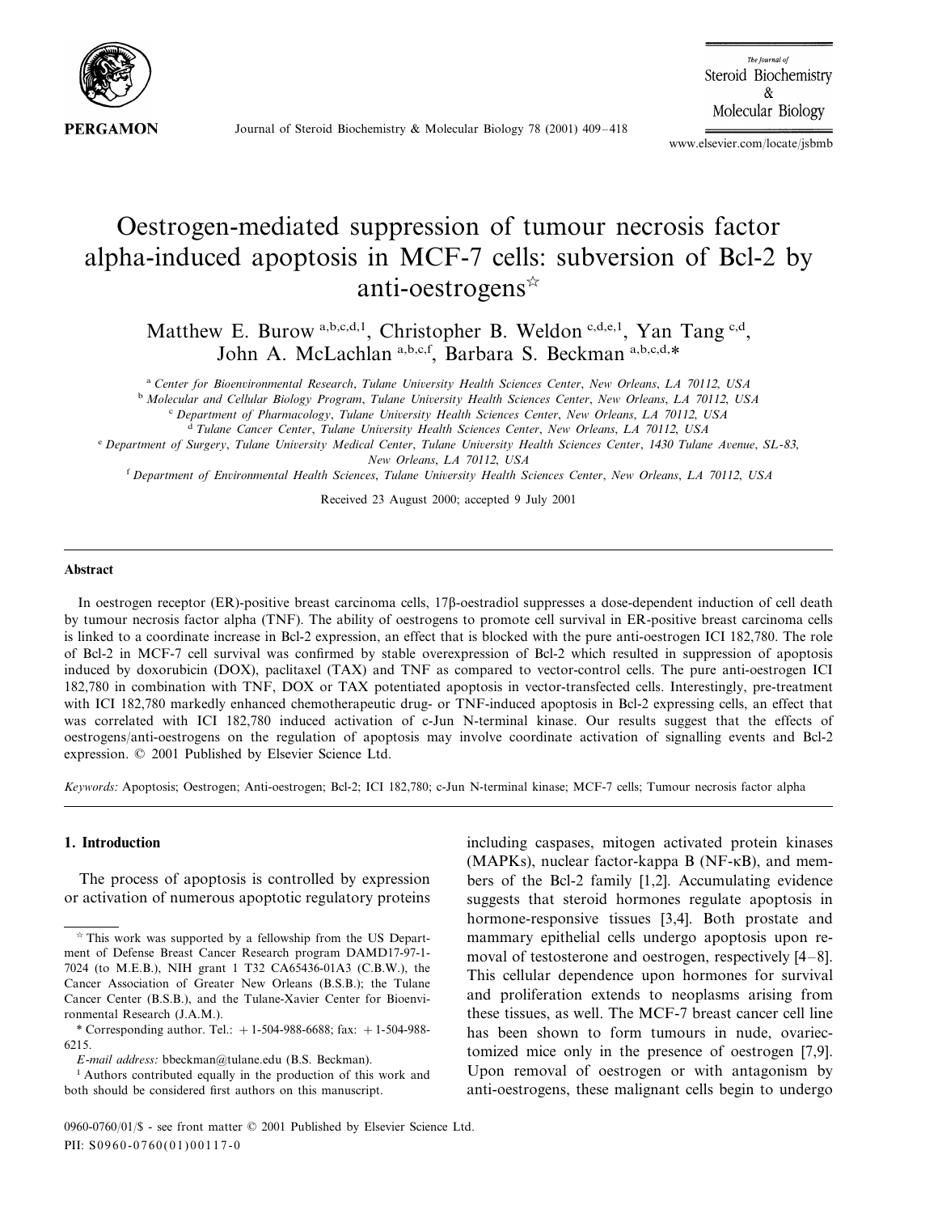# Oestrogen-mediated suppression of tumour necrosis factor alpha-induced apoptosis in MCF-7 cells: subversion of Bcl-2 by anti-oestrogens[☆]

Matthew E. Burow [a,b,c,d,1], Christopher B. Weldon [c,d,e,1], Yan Tang [c,d], John A. McLachlan [a,b,c,f], Barbara S. Beckman [a,b,c,d,*]

[a] *Center for Bioenvironmental Research, Tulane University Health Sciences Center, New Orleans, LA 70112, USA*
[b] *Molecular and Cellular Biology Program, Tulane University Health Sciences Center, New Orleans, LA 70112, USA*
[c] *Department of Pharmacology, Tulane University Health Sciences Center, New Orleans, LA 70112, USA*
[d] *Tulane Cancer Center, Tulane University Health Sciences Center, New Orleans, LA 70112, USA*
[e] *Department of Surgery, Tulane University Medical Center, Tulane University Health Sciences Center, 1430 Tulane Avenue, SL-83, New Orleans, LA 70112, USA*
[f] *Department of Environmental Health Sciences, Tulane University Health Sciences Center, New Orleans, LA 70112, USA*

Received 23 August 2000; accepted 9 July 2001

## Abstract

In oestrogen receptor (ER)-positive breast carcinoma cells, 17β-oestradiol suppresses a dose-dependent induction of cell death by tumour necrosis factor alpha (TNF). The ability of oestrogens to promote cell survival in ER-positive breast carcinoma cells is linked to a coordinate increase in Bcl-2 expression, an effect that is blocked with the pure anti-oestrogen ICI 182,780. The role of Bcl-2 in MCF-7 cell survival was confirmed by stable overexpression of Bcl-2 which resulted in suppression of apoptosis induced by doxorubicin (DOX), paclitaxel (TAX) and TNF as compared to vector-control cells. The pure anti-oestrogen ICI 182,780 in combination with TNF, DOX or TAX potentiated apoptosis in vector-transfected cells. Interestingly, pre-treatment with ICI 182,780 markedly enhanced chemotherapeutic drug- or TNF-induced apoptosis in Bcl-2 expressing cells, an effect that was correlated with ICI 182,780 induced activation of c-Jun N-terminal kinase. Our results suggest that the effects of oestrogens/anti-oestrogens on the regulation of apoptosis may involve coordinate activation of signalling events and Bcl-2 expression. © 2001 Published by Elsevier Science Ltd.

*Keywords:* Apoptosis; Oestrogen; Anti-oestrogen; Bcl-2; ICI 182,780; c-Jun N-terminal kinase; MCF-7 cells; Tumour necrosis factor alpha

## 1. Introduction

The process of apoptosis is controlled by expression or activation of numerous apoptotic regulatory proteins including caspases, mitogen activated protein kinases (MAPKs), nuclear factor-kappa B (NF-κB), and members of the Bcl-2 family [1,2]. Accumulating evidence suggests that steroid hormones regulate apoptosis in hormone-responsive tissues [3,4]. Both prostate and mammary epithelial cells undergo apoptosis upon removal of testosterone and oestrogen, respectively [4–8]. This cellular dependence upon hormones for survival and proliferation extends to neoplasms arising from these tissues, as well. The MCF-7 breast cancer cell line has been shown to form tumours in nude, ovariectomized mice only in the presence of oestrogen [7,9]. Upon removal of oestrogen or with antagonism by anti-oestrogens, these malignant cells begin to undergo

---

[☆] This work was supported by a fellowship from the US Department of Defense Breast Cancer Research program DAMD17-97-1-7024 (to M.E.B.), NIH grant 1 T32 CA65436-01A3 (C.B.W.), the Cancer Association of Greater New Orleans (B.S.B.); the Tulane Cancer Center (B.S.B.), and the Tulane-Xavier Center for Bioenvironmental Research (J.A.M.).

\* Corresponding author. Tel.: +1-504-988-6688; fax: +1-504-988-6215.

*E-mail address:* bbeckman@tulane.edu (B.S. Beckman).

[1] Authors contributed equally in the production of this work and both should be considered first authors on this manuscript.

0960-0760/01/$ - see front matter © 2001 Published by Elsevier Science Ltd.
PII: S0960-0760(01)00117-0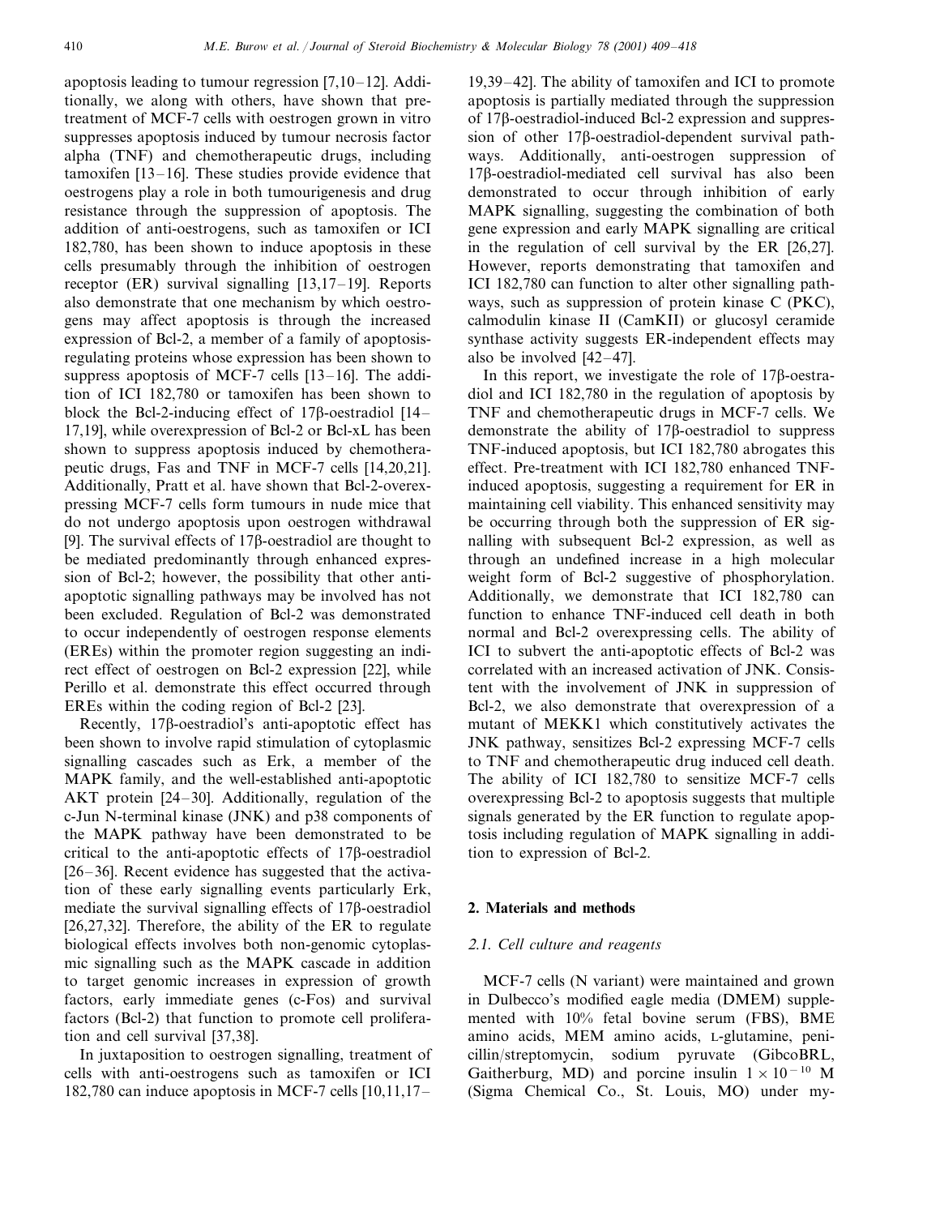apoptosis leading to tumour regression [7,10–12]. Additionally, we along with others, have shown that pretreatment of MCF-7 cells with oestrogen grown in vitro suppresses apoptosis induced by tumour necrosis factor alpha (TNF) and chemotherapeutic drugs, including tamoxifen [13–16]. These studies provide evidence that oestrogens play a role in both tumourigenesis and drug resistance through the suppression of apoptosis. The addition of anti-oestrogens, such as tamoxifen or ICI 182,780, has been shown to induce apoptosis in these cells presumably through the inhibition of oestrogen receptor (ER) survival signalling [13,17–19]. Reports also demonstrate that one mechanism by which oestrogens may affect apoptosis is through the increased expression of Bcl-2, a member of a family of apoptosis-regulating proteins whose expression has been shown to suppress apoptosis of MCF-7 cells [13–16]. The addition of ICI 182,780 or tamoxifen has been shown to block the Bcl-2-inducing effect of 17β-oestradiol [14–17,19], while overexpression of Bcl-2 or Bcl-xL has been shown to suppress apoptosis induced by chemotherapeutic drugs, Fas and TNF in MCF-7 cells [14,20,21]. Additionally, Pratt et al. have shown that Bcl-2-overexpressing MCF-7 cells form tumours in nude mice that do not undergo apoptosis upon oestrogen withdrawal [9]. The survival effects of 17β-oestradiol are thought to be mediated predominantly through enhanced expression of Bcl-2; however, the possibility that other anti-apoptotic signalling pathways may be involved has not been excluded. Regulation of Bcl-2 was demonstrated to occur independently of oestrogen response elements (EREs) within the promoter region suggesting an indirect effect of oestrogen on Bcl-2 expression [22], while Perillo et al. demonstrate this effect occurred through EREs within the coding region of Bcl-2 [23].

Recently, 17β-oestradiol's anti-apoptotic effect has been shown to involve rapid stimulation of cytoplasmic signalling cascades such as Erk, a member of the MAPK family, and the well-established anti-apoptotic AKT protein [24–30]. Additionally, regulation of the c-Jun N-terminal kinase (JNK) and p38 components of the MAPK pathway have been demonstrated to be critical to the anti-apoptotic effects of 17β-oestradiol [26–36]. Recent evidence has suggested that the activation of these early signalling events particularly Erk, mediate the survival signalling effects of 17β-oestradiol [26,27,32]. Therefore, the ability of the ER to regulate biological effects involves both non-genomic cytoplasmic signalling such as the MAPK cascade in addition to target genomic increases in expression of growth factors, early immediate genes (c-Fos) and survival factors (Bcl-2) that function to promote cell proliferation and cell survival [37,38].

In juxtaposition to oestrogen signalling, treatment of cells with anti-oestrogens such as tamoxifen or ICI 182,780 can induce apoptosis in MCF-7 cells [10,11,17–19,39–42]. The ability of tamoxifen and ICI to promote apoptosis is partially mediated through the suppression of 17β-oestradiol-induced Bcl-2 expression and suppression of other 17β-oestradiol-dependent survival pathways. Additionally, anti-oestrogen suppression of 17β-oestradiol-mediated cell survival has also been demonstrated to occur through inhibition of early MAPK signalling, suggesting the combination of both gene expression and early MAPK signalling are critical in the regulation of cell survival by the ER [26,27]. However, reports demonstrating that tamoxifen and ICI 182,780 can function to alter other signalling pathways, such as suppression of protein kinase C (PKC), calmodulin kinase II (CamKII) or glucosyl ceramide synthase activity suggests ER-independent effects may also be involved [42–47].

In this report, we investigate the role of 17β-oestradiol and ICI 182,780 in the regulation of apoptosis by TNF and chemotherapeutic drugs in MCF-7 cells. We demonstrate the ability of 17β-oestradiol to suppress TNF-induced apoptosis, but ICI 182,780 abrogates this effect. Pre-treatment with ICI 182,780 enhanced TNF-induced apoptosis, suggesting a requirement for ER in maintaining cell viability. This enhanced sensitivity may be occurring through both the suppression of ER signalling with subsequent Bcl-2 expression, as well as through an undefined increase in a high molecular weight form of Bcl-2 suggestive of phosphorylation. Additionally, we demonstrate that ICI 182,780 can function to enhance TNF-induced cell death in both normal and Bcl-2 overexpressing cells. The ability of ICI to subvert the anti-apoptotic effects of Bcl-2 was correlated with an increased activation of JNK. Consistent with the involvement of JNK in suppression of Bcl-2, we also demonstrate that overexpression of a mutant of MEKK1 which constitutively activates the JNK pathway, sensitizes Bcl-2 expressing MCF-7 cells to TNF and chemotherapeutic drug induced cell death. The ability of ICI 182,780 to sensitize MCF-7 cells overexpressing Bcl-2 to apoptosis suggests that multiple signals generated by the ER function to regulate apoptosis including regulation of MAPK signalling in addition to expression of Bcl-2.

## 2. Materials and methods

### 2.1. Cell culture and reagents

MCF-7 cells (N variant) were maintained and grown in Dulbecco's modified eagle media (DMEM) supplemented with 10% fetal bovine serum (FBS), BME amino acids, MEM amino acids, L-glutamine, penicillin/streptomycin, sodium pyruvate (GibcoBRL, Gaitherburg, MD) and porcine insulin $1 \times 10^{-10}$ M (Sigma Chemical Co., St. Louis, MO) under my-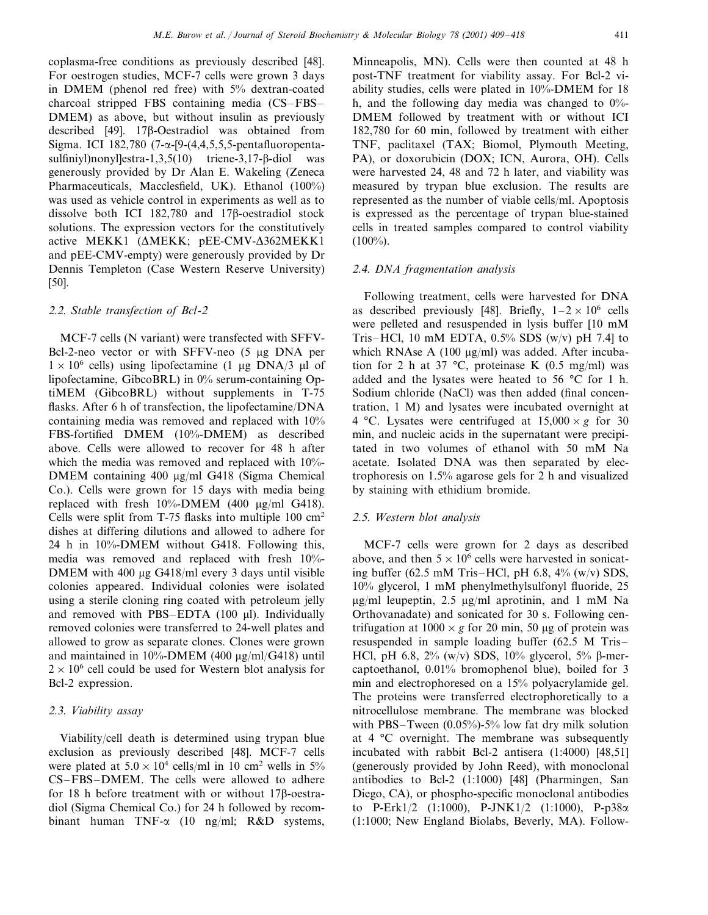coplasma-free conditions as previously described [48]. For oestrogen studies, MCF-7 cells were grown 3 days in DMEM (phenol red free) with 5% dextran-coated charcoal stripped FBS containing media (CS–FBS–DMEM) as above, but without insulin as previously described [49]. 17β-Oestradiol was obtained from Sigma. ICI 182,780 (7-α-[9-(4,4,5,5,5-pentafluoropentasulfiniyl)nonyl]estra-1,3,5(10) triene-3,17-β-diol was generously provided by Dr Alan E. Wakeling (Zeneca Pharmaceuticals, Macclesfield, UK). Ethanol (100%) was used as vehicle control in experiments as well as to dissolve both ICI 182,780 and 17β-oestradiol stock solutions. The expression vectors for the constitutively active MEKK1 (ΔMEKK; pEE-CMV-Δ362MEKK1 and pEE-CMV-empty) were generously provided by Dr Dennis Templeton (Case Western Reserve University) [50].

### 2.2. Stable transfection of Bcl-2

MCF-7 cells (N variant) were transfected with SFFV-Bcl-2-neo vector or with SFFV-neo (5 μg DNA per $1 \times 10^6$ cells) using lipofectamine (1 μg DNA/3 μl of lipofectamine, GibcoBRL) in 0% serum-containing OptiMEM (GibcoBRL) without supplements in T-75 flasks. After 6 h of transfection, the lipofectamine/DNA containing media was removed and replaced with 10% FBS-fortified DMEM (10%-DMEM) as described above. Cells were allowed to recover for 48 h after which the media was removed and replaced with 10%-DMEM containing 400 μg/ml G418 (Sigma Chemical Co.). Cells were grown for 15 days with media being replaced with fresh 10%-DMEM (400 μg/ml G418). Cells were split from T-75 flasks into multiple 100 $cm^2$ dishes at differing dilutions and allowed to adhere for 24 h in 10%-DMEM without G418. Following this, media was removed and replaced with fresh 10%-DMEM with 400 μg G418/ml every 3 days until visible colonies appeared. Individual colonies were isolated using a sterile cloning ring coated with petroleum jelly and removed with PBS–EDTA (100 μl). Individually removed colonies were transferred to 24-well plates and allowed to grow as separate clones. Clones were grown and maintained in 10%-DMEM (400 μg/ml/G418) until $2 \times 10^6$ cell could be used for Western blot analysis for Bcl-2 expression.

### 2.3. Viability assay

Viability/cell death is determined using trypan blue exclusion as previously described [48]. MCF-7 cells were plated at $5.0 \times 10^4$ cells/ml in 10 $cm^2$ wells in 5% CS–FBS–DMEM. The cells were allowed to adhere for 18 h before treatment with or without 17β-oestradiol (Sigma Chemical Co.) for 24 h followed by recombinant human TNF-α (10 ng/ml; R&D systems, Minneapolis, MN). Cells were then counted at 48 h post-TNF treatment for viability assay. For Bcl-2 viability studies, cells were plated in 10%-DMEM for 18 h, and the following day media was changed to 0%-DMEM followed by treatment with or without ICI 182,780 for 60 min, followed by treatment with either TNF, paclitaxel (TAX; Biomol, Plymouth Meeting, PA), or doxorubicin (DOX; ICN, Aurora, OH). Cells were harvested 24, 48 and 72 h later, and viability was measured by trypan blue exclusion. The results are represented as the number of viable cells/ml. Apoptosis is expressed as the percentage of trypan blue-stained cells in treated samples compared to control viability (100%).

### 2.4. DNA fragmentation analysis

Following treatment, cells were harvested for DNA as described previously [48]. Briefly, $1-2 \times 10^6$ cells were pelleted and resuspended in lysis buffer [10 mM Tris–HCl, 10 mM EDTA, 0.5% SDS (w/v) pH 7.4] to which RNAse A (100 μg/ml) was added. After incubation for 2 h at 37 °C, proteinase K (0.5 mg/ml) was added and the lysates were heated to 56 °C for 1 h. Sodium chloride (NaCl) was then added (final concentration, 1 M) and lysates were incubated overnight at 4 °C. Lysates were centrifuged at $15,000 \times g$ for 30 min, and nucleic acids in the supernatant were precipitated in two volumes of ethanol with 50 mM Na acetate. Isolated DNA was then separated by electrophoresis on 1.5% agarose gels for 2 h and visualized by staining with ethidium bromide.

### 2.5. Western blot analysis

MCF-7 cells were grown for 2 days as described above, and then $5 \times 10^6$ cells were harvested in sonicating buffer (62.5 mM Tris–HCl, pH 6.8, 4% (w/v) SDS, 10% glycerol, 1 mM phenylmethylsulfonyl fluoride, 25 μg/ml leupeptin, 2.5 μg/ml aprotinin, and 1 mM Na Orthovanadate) and sonicated for 30 s. Following centrifugation at $1000 \times g$ for 20 min, 50 μg of protein was resuspended in sample loading buffer (62.5 M Tris–HCl, pH 6.8, 2% (w/v) SDS, 10% glycerol, 5% β-mercaptoethanol, 0.01% bromophenol blue), boiled for 3 min and electrophoresed on a 15% polyacrylamide gel. The proteins were transferred electrophoretically to a nitrocellulose membrane. The membrane was blocked with PBS–Tween (0.05%)-5% low fat dry milk solution at 4 °C overnight. The membrane was subsequently incubated with rabbit Bcl-2 antisera (1:4000) [48,51] (generously provided by John Reed), with monoclonal antibodies to Bcl-2 (1:1000) [48] (Pharmingen, San Diego, CA), or phospho-specific monoclonal antibodies to P-Erk1/2 (1:1000), P-JNK1/2 (1:1000), P-p38α (1:1000; New England Biolabs, Beverly, MA). Follow-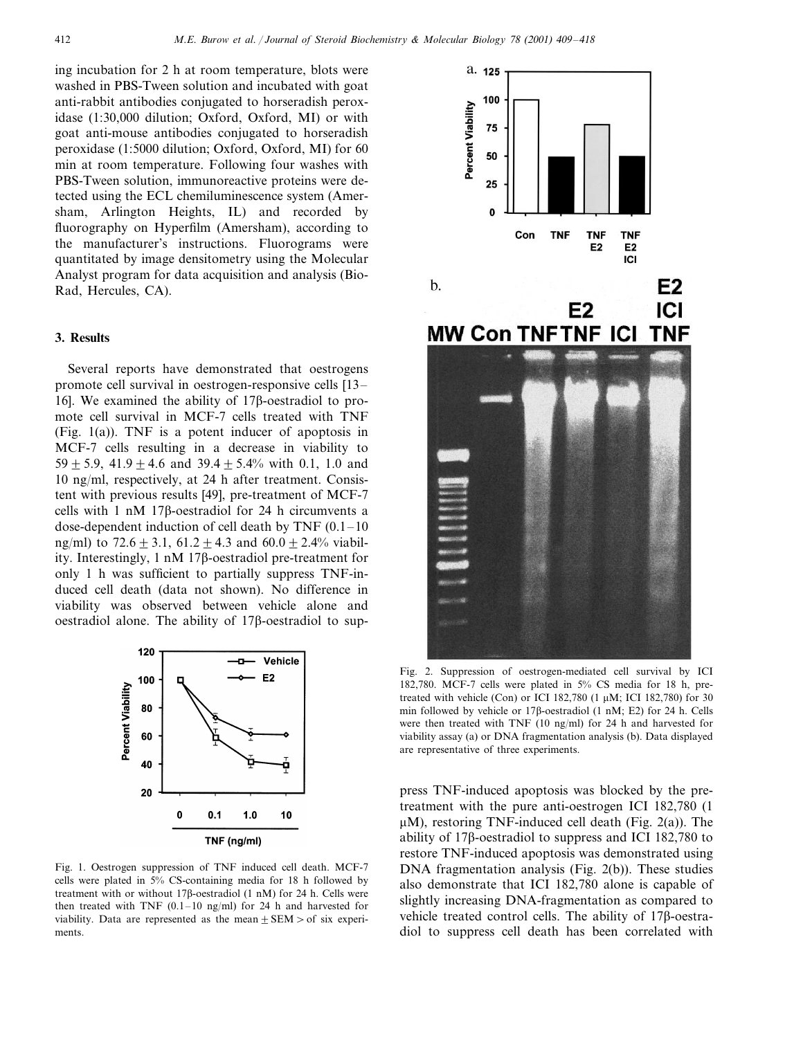ing incubation for 2 h at room temperature, blots were washed in PBS-Tween solution and incubated with goat anti-rabbit antibodies conjugated to horseradish peroxidase (1:30,000 dilution; Oxford, Oxford, MI) or with goat anti-mouse antibodies conjugated to horseradish peroxidase (1:5000 dilution; Oxford, Oxford, MI) for 60 min at room temperature. Following four washes with PBS-Tween solution, immunoreactive proteins were detected using the ECL chemiluminescence system (Amersham, Arlington Heights, IL) and recorded by fluorography on Hyperfilm (Amersham), according to the manufacturer's instructions. Fluorograms were quantitated by image densitometry using the Molecular Analyst program for data acquisition and analysis (Bio-Rad, Hercules, CA).

## 3. Results

Several reports have demonstrated that oestrogens promote cell survival in oestrogen-responsive cells [13–16]. We examined the ability of 17β-oestradiol to promote cell survival in MCF-7 cells treated with TNF (Fig. 1(a)). TNF is a potent inducer of apoptosis in MCF-7 cells resulting in a decrease in viability to $59 \pm 5.9$, $41.9 \pm 4.6$ and $39.4 \pm 5.4$% with 0.1, 1.0 and 10 ng/ml, respectively, at 24 h after treatment. Consistent with previous results [49], pre-treatment of MCF-7 cells with 1 nM 17β-oestradiol for 24 h circumvents a dose-dependent induction of cell death by TNF (0.1–10 ng/ml) to $72.6 \pm 3.1$, $61.2 \pm 4.3$ and $60.0 \pm 2.4$% viability. Interestingly, 1 nM 17β-oestradiol pre-treatment for only 1 h was sufficient to partially suppress TNF-induced cell death (data not shown). No difference in viability was observed between vehicle alone and oestradiol alone. The ability of 17β-oestradiol to suppress TNF-induced apoptosis was blocked by the pre-treatment with the pure anti-oestrogen ICI 182,780 (1 μM), restoring TNF-induced cell death (Fig. 2(a)). The ability of 17β-oestradiol to suppress and ICI 182,780 to restore TNF-induced apoptosis was demonstrated using DNA fragmentation analysis (Fig. 2(b)). These studies also demonstrate that ICI 182,780 alone is capable of slightly increasing DNA-fragmentation as compared to vehicle treated control cells. The ability of 17β-oestradiol to suppress cell death has been correlated with

Fig. 1. Oestrogen suppression of TNF induced cell death. MCF-7 cells were plated in 5% CS-containing media for 18 h followed by treatment with or without 17β-oestradiol (1 nM) for 24 h. Cells were then treated with TNF (0.1–10 ng/ml) for 24 h and harvested for viability. Data are represented as the mean ± SEM > of six experiments.

Fig. 2. Suppression of oestrogen-mediated cell survival by ICI 182,780. MCF-7 cells were plated in 5% CS media for 18 h, pre-treated with vehicle (Con) or ICI 182,780 (1 μM; ICI 182,780) for 30 min followed by vehicle or 17β-oestradiol (1 nM; E2) for 24 h. Cells were then treated with TNF (10 ng/ml) for 24 h and harvested for viability assay (a) or DNA fragmentation analysis (b). Data displayed are representative of three experiments.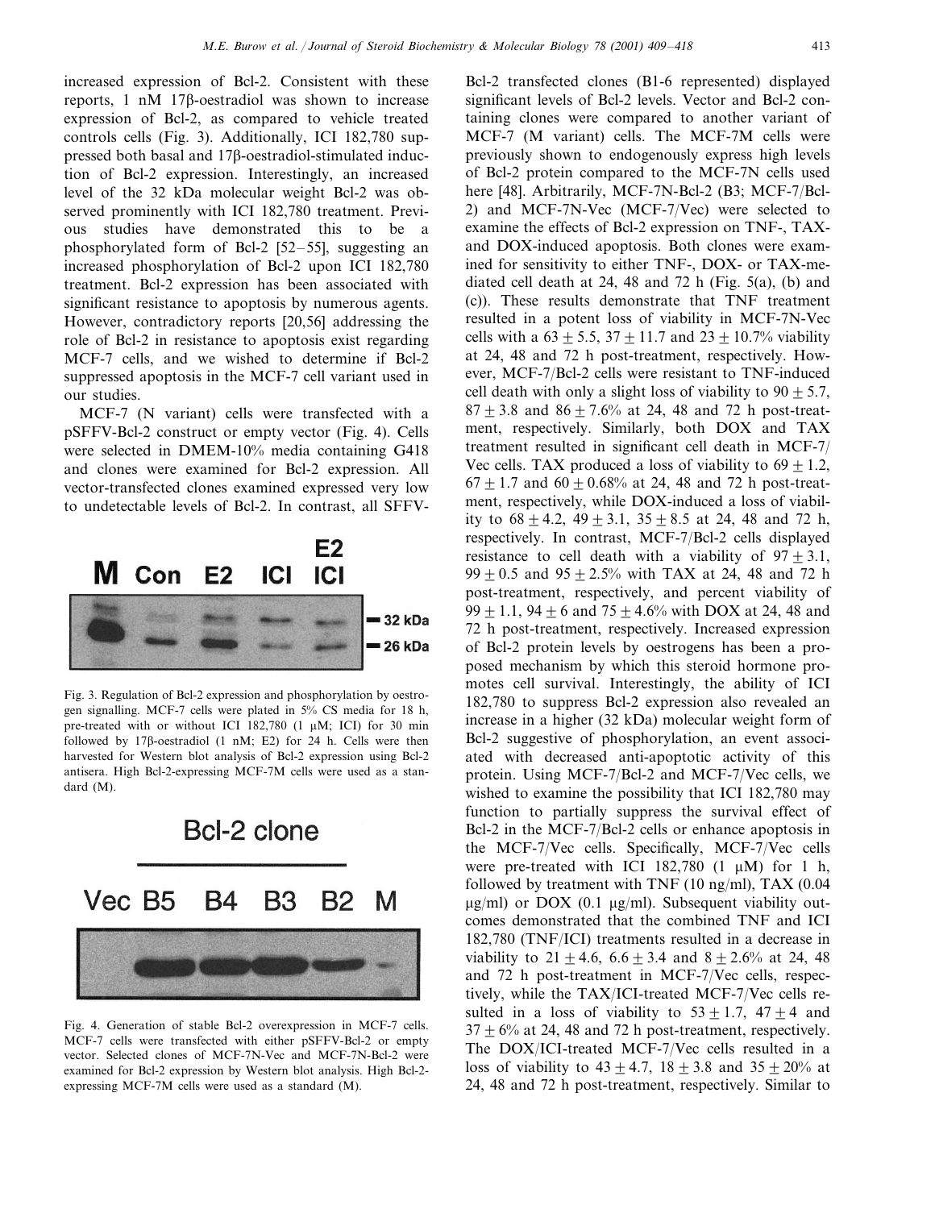increased expression of Bcl-2. Consistent with these reports, 1 nM 17β-oestradiol was shown to increase expression of Bcl-2, as compared to vehicle treated controls cells (Fig. 3). Additionally, ICI 182,780 suppressed both basal and 17β-oestradiol-stimulated induction of Bcl-2 expression. Interestingly, an increased level of the 32 kDa molecular weight Bcl-2 was observed prominently with ICI 182,780 treatment. Previous studies have demonstrated this to be a phosphorylated form of Bcl-2 [52–55], suggesting an increased phosphorylation of Bcl-2 upon ICI 182,780 treatment. Bcl-2 expression has been associated with significant resistance to apoptosis by numerous agents. However, contradictory reports [20,56] addressing the role of Bcl-2 in resistance to apoptosis exist regarding MCF-7 cells, and we wished to determine if Bcl-2 suppressed apoptosis in the MCF-7 cell variant used in our studies.

MCF-7 (N variant) cells were transfected with a pSFFV-Bcl-2 construct or empty vector (Fig. 4). Cells were selected in DMEM-10% media containing G418 and clones were examined for Bcl-2 expression. All vector-transfected clones examined expressed very low to undetectable levels of Bcl-2. In contrast, all SFFV-Bcl-2 transfected clones (B1-6 represented) displayed significant levels of Bcl-2 levels. Vector and Bcl-2 containing clones were compared to another variant of MCF-7 (M variant) cells. The MCF-7M cells were previously shown to endogenously express high levels of Bcl-2 protein compared to the MCF-7N cells used here [48]. Arbitrarily, MCF-7N-Bcl-2 (B3; MCF-7/Bcl-2) and MCF-7N-Vec (MCF-7/Vec) were selected to examine the effects of Bcl-2 expression on TNF-, TAX- and DOX-induced apoptosis. Both clones were examined for sensitivity to either TNF-, DOX- or TAX-mediated cell death at 24, 48 and 72 h (Fig. 5(a), (b) and (c)). These results demonstrate that TNF treatment resulted in a potent loss of viability in MCF-7N-Vec cells with a $63 \pm 5.5$, $37 \pm 11.7$ and $23 \pm 10.7$% viability at 24, 48 and 72 h post-treatment, respectively. However, MCF-7/Bcl-2 cells were resistant to TNF-induced cell death with only a slight loss of viability to $90 \pm 5.7$, $87 \pm 3.8$ and $86 \pm 7.6$% at 24, 48 and 72 h post-treatment, respectively. Similarly, both DOX and TAX treatment resulted in significant cell death in MCF-7/Vec cells. TAX produced a loss of viability to $69 \pm 1.2$, $67 \pm 1.7$ and $60 \pm 0.68$% at 24, 48 and 72 h post-treatment, respectively, while DOX-induced a loss of viability to $68 \pm 4.2$, $49 \pm 3.1$, $35 \pm 8.5$ at 24, 48 and 72 h, respectively. In contrast, MCF-7/Bcl-2 cells displayed resistance to cell death with a viability of $97 \pm 3.1$, $99 \pm 0.5$ and $95 \pm 2.5$% with TAX at 24, 48 and 72 h post-treatment, respectively, and percent viability of $99 \pm 1.1$, $94 \pm 6$ and $75 \pm 4.6$% with DOX at 24, 48 and 72 h post-treatment, respectively. Increased expression of Bcl-2 protein levels by oestrogens has been a proposed mechanism by which this steroid hormone promotes cell survival. Interestingly, the ability of ICI 182,780 to suppress Bcl-2 expression also revealed an increase in a higher (32 kDa) molecular weight form of Bcl-2 suggestive of phosphorylation, an event associated with decreased anti-apoptotic activity of this protein. Using MCF-7/Bcl-2 and MCF-7/Vec cells, we wished to examine the possibility that ICI 182,780 may function to partially suppress the survival effect of Bcl-2 in the MCF-7/Bcl-2 cells or enhance apoptosis in the MCF-7/Vec cells. Specifically, MCF-7/Vec cells were pre-treated with ICI 182,780 (1 μM) for 1 h, followed by treatment with TNF (10 ng/ml), TAX (0.04 μg/ml) or DOX (0.1 μg/ml). Subsequent viability outcomes demonstrated that the combined TNF and ICI 182,780 (TNF/ICI) treatments resulted in a decrease in viability to $21 \pm 4.6$, $6.6 \pm 3.4$ and $8 \pm 2.6$% at 24, 48 and 72 h post-treatment in MCF-7/Vec cells, respectively, while the TAX/ICI-treated MCF-7/Vec cells resulted in a loss of viability to $53 \pm 1.7$, $47 \pm 4$ and $37 \pm 6$% at 24, 48 and 72 h post-treatment, respectively. The DOX/ICI-treated MCF-7/Vec cells resulted in a loss of viability to $43 \pm 4.7$, $18 \pm 3.8$ and $35 \pm 20$% at 24, 48 and 72 h post-treatment, respectively. Similar to

Fig. 3. Regulation of Bcl-2 expression and phosphorylation by oestrogen signalling. MCF-7 cells were plated in 5% CS media for 18 h, pre-treated with or without ICI 182,780 (1 μM; ICI) for 30 min followed by 17β-oestradiol (1 nM; E2) for 24 h. Cells were then harvested for Western blot analysis of Bcl-2 expression using Bcl-2 antisera. High Bcl-2-expressing MCF-7M cells were used as a standard (M).

Fig. 4. Generation of stable Bcl-2 overexpression in MCF-7 cells. MCF-7 cells were transfected with either pSFFV-Bcl-2 or empty vector. Selected clones of MCF-7N-Vec and MCF-7N-Bcl-2 were examined for Bcl-2 expression by Western blot analysis. High Bcl-2-expressing MCF-7M cells were used as a standard (M).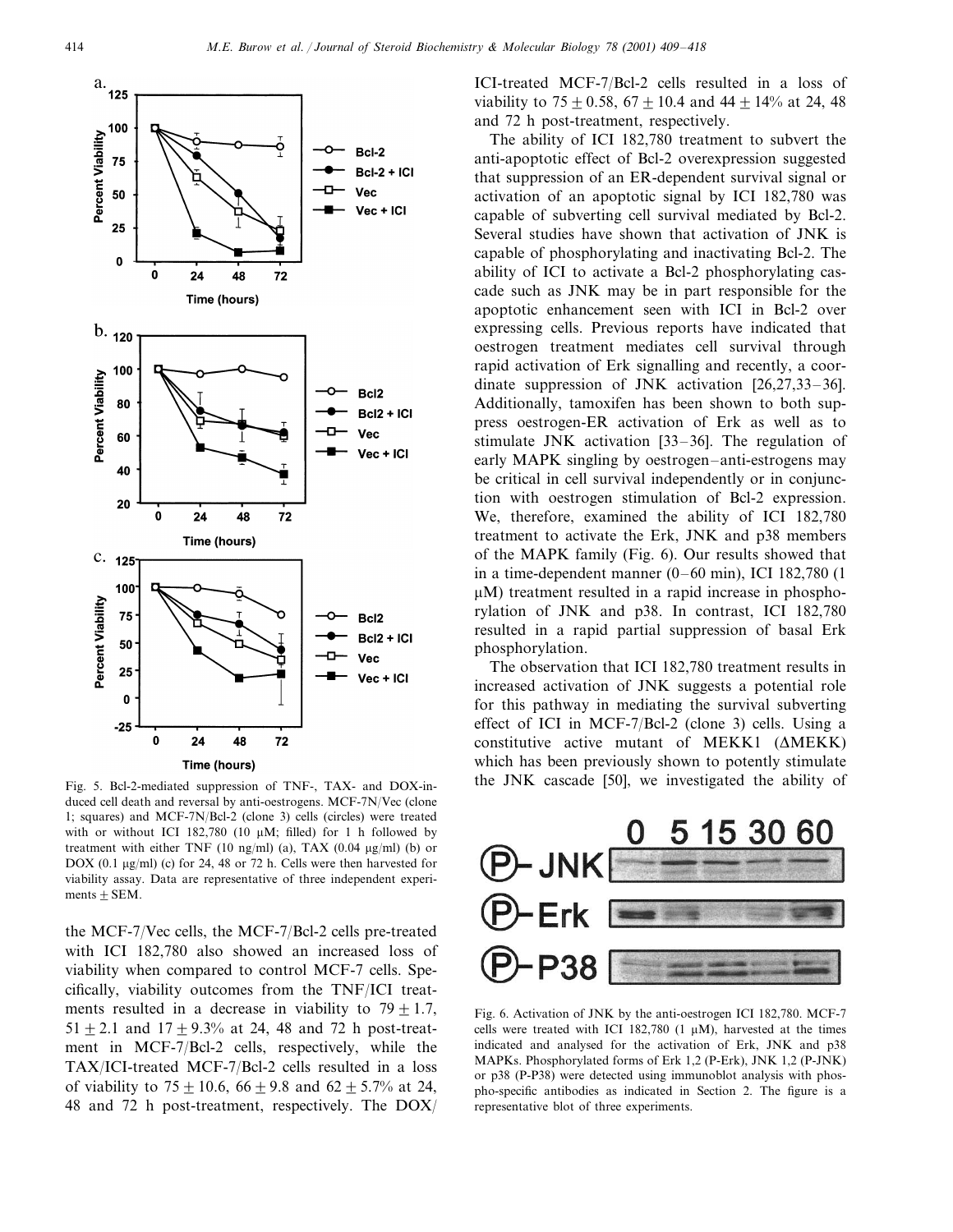Fig. 5. Bcl-2-mediated suppression of TNF-, TAX- and DOX-induced cell death and reversal by anti-oestrogens. MCF-7N/Vec (clone 1; squares) and MCF-7N/Bcl-2 (clone 3) cells (circles) were treated with or without ICI 182,780 (10 μM; filled) for 1 h followed by treatment with either TNF (10 ng/ml) (a), TAX (0.04 μg/ml) (b) or DOX (0.1 μg/ml) (c) for 24, 48 or 72 h. Cells were then harvested for viability assay. Data are representative of three independent experiments ± SEM.

the MCF-7/Vec cells, the MCF-7/Bcl-2 cells pre-treated with ICI 182,780 also showed an increased loss of viability when compared to control MCF-7 cells. Specifically, viability outcomes from the TNF/ICI treatments resulted in a decrease in viability to $79 \pm 1.7$, $51 \pm 2.1$ and $17 \pm 9.3$% at 24, 48 and 72 h post-treatment in MCF-7/Bcl-2 cells, respectively, while the TAX/ICI-treated MCF-7/Bcl-2 cells resulted in a loss of viability to $75 \pm 10.6$, $66 \pm 9.8$ and $62 \pm 5.7$% at 24, 48 and 72 h post-treatment, respectively. The DOX/ICI-treated MCF-7/Bcl-2 cells resulted in a loss of viability to $75 \pm 0.58$, $67 \pm 10.4$ and $44 \pm 14$% at 24, 48 and 72 h post-treatment, respectively.

The ability of ICI 182,780 treatment to subvert the anti-apoptotic effect of Bcl-2 overexpression suggested that suppression of an ER-dependent survival signal or activation of an apoptotic signal by ICI 182,780 was capable of subverting cell survival mediated by Bcl-2. Several studies have shown that activation of JNK is capable of phosphorylating and inactivating Bcl-2. The ability of ICI to activate a Bcl-2 phosphorylating cascade such as JNK may be in part responsible for the apoptotic enhancement seen with ICI in Bcl-2 over expressing cells. Previous reports have indicated that oestrogen treatment mediates cell survival through rapid activation of Erk signalling and recently, a coordinate suppression of JNK activation [26,27,33–36]. Additionally, tamoxifen has been shown to both suppress oestrogen-ER activation of Erk as well as to stimulate JNK activation [33–36]. The regulation of early MAPK singling by oestrogen–anti-estrogens may be critical in cell survival independently or in conjunction with oestrogen stimulation of Bcl-2 expression. We, therefore, examined the ability of ICI 182,780 treatment to activate the Erk, JNK and p38 members of the MAPK family (Fig. 6). Our results showed that in a time-dependent manner (0–60 min), ICI 182,780 (1 μM) treatment resulted in a rapid increase in phosphorylation of JNK and p38. In contrast, ICI 182,780 resulted in a rapid partial suppression of basal Erk phosphorylation.

The observation that ICI 182,780 treatment results in increased activation of JNK suggests a potential role for this pathway in mediating the survival subverting effect of ICI in MCF-7/Bcl-2 (clone 3) cells. Using a constitutive active mutant of MEKK1 (ΔMEKK) which has been previously shown to potently stimulate the JNK cascade [50], we investigated the ability of

Fig. 6. Activation of JNK by the anti-oestrogen ICI 182,780. MCF-7 cells were treated with ICI 182,780 (1 μM), harvested at the times indicated and analysed for the activation of Erk, JNK and p38 MAPKs. Phosphorylated forms of Erk 1,2 (P-Erk), JNK 1,2 (P-JNK) or p38 (P-P38) were detected using immunoblot analysis with phospho-specific antibodies as indicated in Section 2. The figure is a representative blot of three experiments.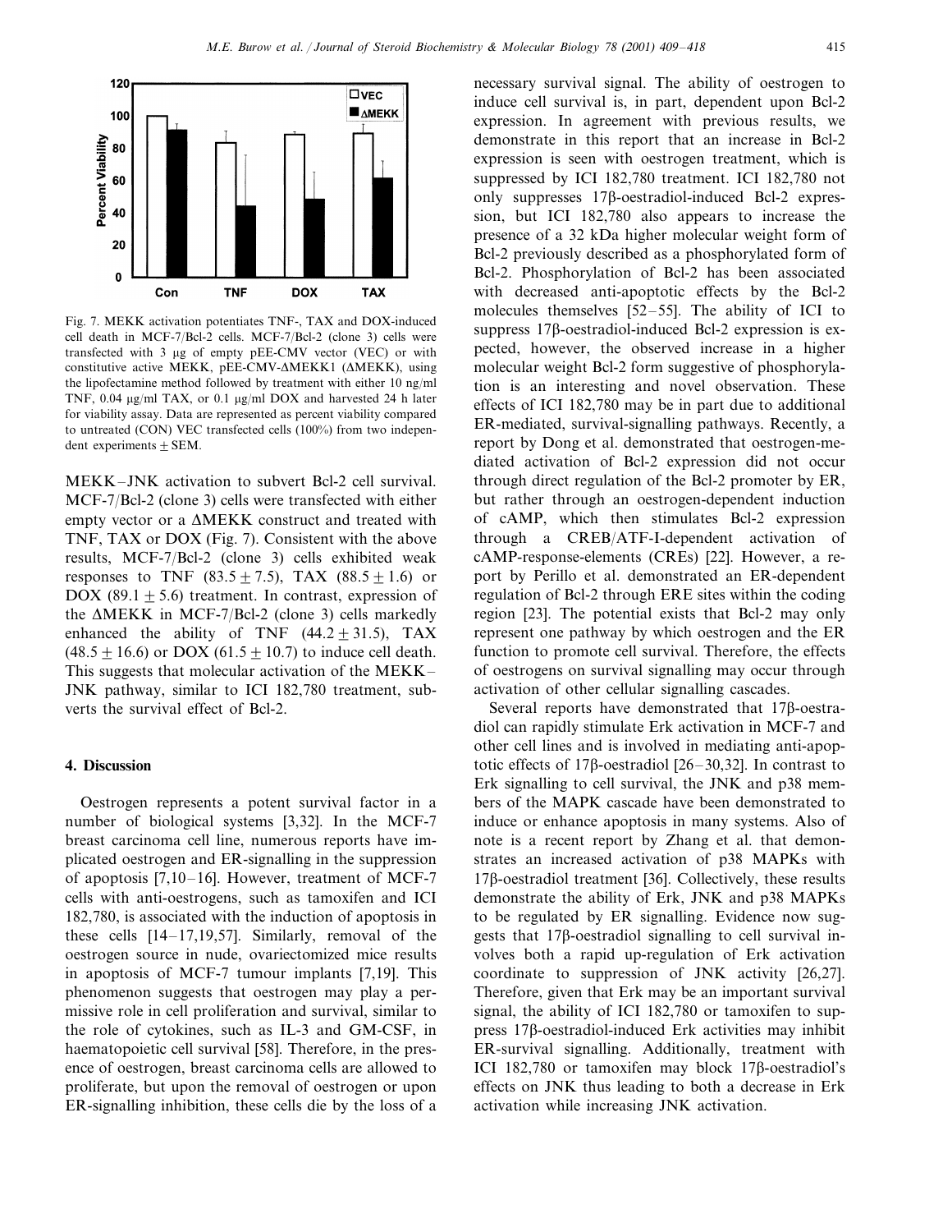Fig. 7. MEKK activation potentiates TNF-, TAX and DOX-induced cell death in MCF-7/Bcl-2 cells. MCF-7/Bcl-2 (clone 3) cells were transfected with 3 μg of empty pEE-CMV vector (VEC) or with constitutive active MEKK, pEE-CMV-ΔMEKK1 (ΔMEKK), using the lipofectamine method followed by treatment with either 10 ng/ml TNF, 0.04 μg/ml TAX, or 0.1 μg/ml DOX and harvested 24 h later for viability assay. Data are represented as percent viability compared to untreated (CON) VEC transfected cells (100%) from two independent experiments ± SEM.

MEKK–JNK activation to subvert Bcl-2 cell survival. MCF-7/Bcl-2 (clone 3) cells were transfected with either empty vector or a ΔMEKK construct and treated with TNF, TAX or DOX (Fig. 7). Consistent with the above results, MCF-7/Bcl-2 (clone 3) cells exhibited weak responses to TNF ($83.5 \pm 7.5$), TAX ($88.5 \pm 1.6$) or DOX ($89.1 \pm 5.6$) treatment. In contrast, expression of the ΔMEKK in MCF-7/Bcl-2 (clone 3) cells markedly enhanced the ability of TNF ($44.2 \pm 31.5$), TAX ($48.5 \pm 16.6$) or DOX ($61.5 \pm 10.7$) to induce cell death. This suggests that molecular activation of the MEKK–JNK pathway, similar to ICI 182,780 treatment, subverts the survival effect of Bcl-2.

## 4. Discussion

Oestrogen represents a potent survival factor in a number of biological systems [3,32]. In the MCF-7 breast carcinoma cell line, numerous reports have implicated oestrogen and ER-signalling in the suppression of apoptosis [7,10–16]. However, treatment of MCF-7 cells with anti-oestrogens, such as tamoxifen and ICI 182,780, is associated with the induction of apoptosis in these cells [14–17,19,57]. Similarly, removal of the oestrogen source in nude, ovariectomized mice results in apoptosis of MCF-7 tumour implants [7,19]. This phenomenon suggests that oestrogen may play a permissive role in cell proliferation and survival, similar to the role of cytokines, such as IL-3 and GM-CSF, in haematopoietic cell survival [58]. Therefore, in the presence of oestrogen, breast carcinoma cells are allowed to proliferate, but upon the removal of oestrogen or upon ER-signalling inhibition, these cells die by the loss of a necessary survival signal. The ability of oestrogen to induce cell survival is, in part, dependent upon Bcl-2 expression. In agreement with previous results, we demonstrate in this report that an increase in Bcl-2 expression is seen with oestrogen treatment, which is suppressed by ICI 182,780 treatment. ICI 182,780 not only suppresses 17β-oestradiol-induced Bcl-2 expression, but ICI 182,780 also appears to increase the presence of a 32 kDa higher molecular weight form of Bcl-2 previously described as a phosphorylated form of Bcl-2. Phosphorylation of Bcl-2 has been associated with decreased anti-apoptotic effects by the Bcl-2 molecules themselves [52–55]. The ability of ICI to suppress 17β-oestradiol-induced Bcl-2 expression is expected, however, the observed increase in a higher molecular weight Bcl-2 form suggestive of phosphorylation is an interesting and novel observation. These effects of ICI 182,780 may be in part due to additional ER-mediated, survival-signalling pathways. Recently, a report by Dong et al. demonstrated that oestrogen-mediated activation of Bcl-2 expression did not occur through direct regulation of the Bcl-2 promoter by ER, but rather through an oestrogen-dependent induction of cAMP, which then stimulates Bcl-2 expression through a CREB/ATF-I-dependent activation of cAMP-response-elements (CREs) [22]. However, a report by Perillo et al. demonstrated an ER-dependent regulation of Bcl-2 through ERE sites within the coding region [23]. The potential exists that Bcl-2 may only represent one pathway by which oestrogen and the ER function to promote cell survival. Therefore, the effects of oestrogens on survival signalling may occur through activation of other cellular signalling cascades.

Several reports have demonstrated that 17β-oestradiol can rapidly stimulate Erk activation in MCF-7 and other cell lines and is involved in mediating anti-apoptotic effects of 17β-oestradiol [26–30,32]. In contrast to Erk signalling to cell survival, the JNK and p38 members of the MAPK cascade have been demonstrated to induce or enhance apoptosis in many systems. Also of note is a recent report by Zhang et al. that demonstrates an increased activation of p38 MAPKs with 17β-oestradiol treatment [36]. Collectively, these results demonstrate the ability of Erk, JNK and p38 MAPKs to be regulated by ER signalling. Evidence now suggests that 17β-oestradiol signalling to cell survival involves both a rapid up-regulation of Erk activation coordinate to suppression of JNK activity [26,27]. Therefore, given that Erk may be an important survival signal, the ability of ICI 182,780 or tamoxifen to suppress 17β-oestradiol-induced Erk activities may inhibit ER-survival signalling. Additionally, treatment with ICI 182,780 or tamoxifen may block 17β-oestradiol's effects on JNK thus leading to both a decrease in Erk activation while increasing JNK activation.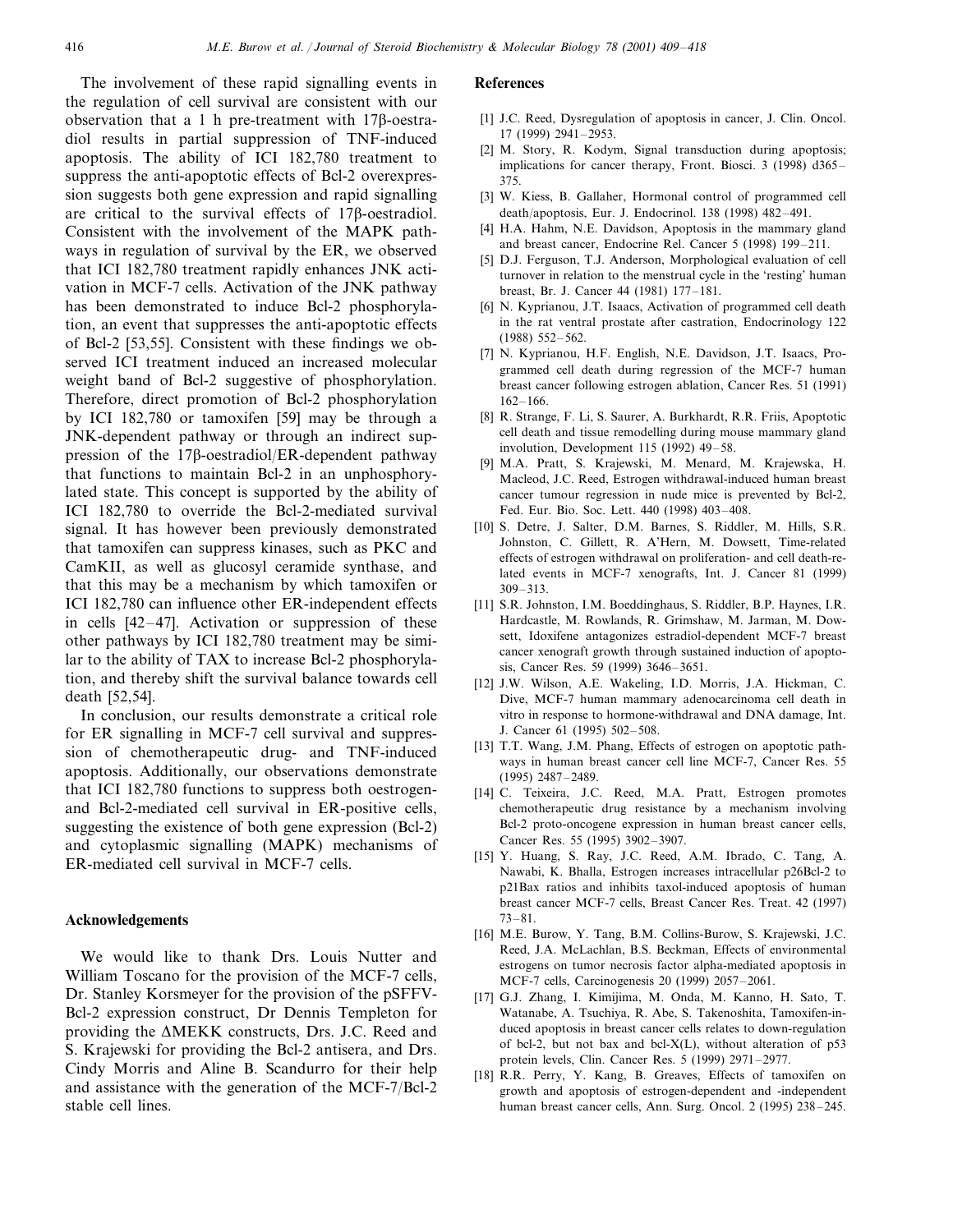The involvement of these rapid signalling events in the regulation of cell survival are consistent with our observation that a 1 h pre-treatment with 17β-oestradiol results in partial suppression of TNF-induced apoptosis. The ability of ICI 182,780 treatment to suppress the anti-apoptotic effects of Bcl-2 overexpression suggests both gene expression and rapid signalling are critical to the survival effects of 17β-oestradiol. Consistent with the involvement of the MAPK pathways in regulation of survival by the ER, we observed that ICI 182,780 treatment rapidly enhances JNK activation in MCF-7 cells. Activation of the JNK pathway has been demonstrated to induce Bcl-2 phosphorylation, an event that suppresses the anti-apoptotic effects of Bcl-2 [53,55]. Consistent with these findings we observed ICI treatment induced an increased molecular weight band of Bcl-2 suggestive of phosphorylation. Therefore, direct promotion of Bcl-2 phosphorylation by ICI 182,780 or tamoxifen [59] may be through a JNK-dependent pathway or through an indirect suppression of the 17β-oestradiol/ER-dependent pathway that functions to maintain Bcl-2 in an unphosphorylated state. This concept is supported by the ability of ICI 182,780 to override the Bcl-2-mediated survival signal. It has however been previously demonstrated that tamoxifen can suppress kinases, such as PKC and CamKII, as well as glucosyl ceramide synthase, and that this may be a mechanism by which tamoxifen or ICI 182,780 can influence other ER-independent effects in cells [42–47]. Activation or suppression of these other pathways by ICI 182,780 treatment may be similar to the ability of TAX to increase Bcl-2 phosphorylation, and thereby shift the survival balance towards cell death [52,54].

In conclusion, our results demonstrate a critical role for ER signalling in MCF-7 cell survival and suppression of chemotherapeutic drug- and TNF-induced apoptosis. Additionally, our observations demonstrate that ICI 182,780 functions to suppress both oestrogen- and Bcl-2-mediated cell survival in ER-positive cells, suggesting the existence of both gene expression (Bcl-2) and cytoplasmic signalling (MAPK) mechanisms of ER-mediated cell survival in MCF-7 cells.

## Acknowledgements

We would like to thank Drs. Louis Nutter and William Toscano for the provision of the MCF-7 cells, Dr. Stanley Korsmeyer for the provision of the pSFFV-Bcl-2 expression construct, Dr Dennis Templeton for providing the ΔMEKK constructs, Drs. J.C. Reed and S. Krajewski for providing the Bcl-2 antisera, and Drs. Cindy Morris and Aline B. Scandurro for their help and assistance with the generation of the MCF-7/Bcl-2 stable cell lines.

## References

[1] J.C. Reed, Dysregulation of apoptosis in cancer, J. Clin. Oncol. 17 (1999) 2941–2953.

[2] M. Story, R. Kodym, Signal transduction during apoptosis; implications for cancer therapy, Front. Biosci. 3 (1998) d365–375.

[3] W. Kiess, B. Gallaher, Hormonal control of programmed cell death/apoptosis, Eur. J. Endocrinol. 138 (1998) 482–491.

[4] H.A. Hahm, N.E. Davidson, Apoptosis in the mammary gland and breast cancer, Endocrine Rel. Cancer 5 (1998) 199–211.

[5] D.J. Ferguson, T.J. Anderson, Morphological evaluation of cell turnover in relation to the menstrual cycle in the 'resting' human breast, Br. J. Cancer 44 (1981) 177–181.

[6] N. Kyprianou, J.T. Isaacs, Activation of programmed cell death in the rat ventral prostate after castration, Endocrinology 122 (1988) 552–562.

[7] N. Kyprianou, H.F. English, N.E. Davidson, J.T. Isaacs, Programmed cell death during regression of the MCF-7 human breast cancer following estrogen ablation, Cancer Res. 51 (1991) 162–166.

[8] R. Strange, F. Li, S. Saurer, A. Burkhardt, R.R. Friis, Apoptotic cell death and tissue remodelling during mouse mammary gland involution, Development 115 (1992) 49–58.

[9] M.A. Pratt, S. Krajewski, M. Menard, M. Krajewska, H. Macleod, J.C. Reed, Estrogen withdrawal-induced human breast cancer tumour regression in nude mice is prevented by Bcl-2, Fed. Eur. Bio. Soc. Lett. 440 (1998) 403–408.

[10] S. Detre, J. Salter, D.M. Barnes, S. Riddler, M. Hills, S.R. Johnston, C. Gillett, R. A'Hern, M. Dowsett, Time-related effects of estrogen withdrawal on proliferation- and cell death-related events in MCF-7 xenografts, Int. J. Cancer 81 (1999) 309–313.

[11] S.R. Johnston, I.M. Boeddinghaus, S. Riddler, B.P. Haynes, I.R. Hardcastle, M. Rowlands, R. Grimshaw, M. Jarman, M. Dowsett, Idoxifene antagonizes estradiol-dependent MCF-7 breast cancer xenograft growth through sustained induction of apoptosis, Cancer Res. 59 (1999) 3646–3651.

[12] J.W. Wilson, A.E. Wakeling, I.D. Morris, J.A. Hickman, C. Dive, MCF-7 human mammary adenocarcinoma cell death in vitro in response to hormone-withdrawal and DNA damage, Int. J. Cancer 61 (1995) 502–508.

[13] T.T. Wang, J.M. Phang, Effects of estrogen on apoptotic pathways in human breast cancer cell line MCF-7, Cancer Res. 55 (1995) 2487–2489.

[14] C. Teixeira, J.C. Reed, M.A. Pratt, Estrogen promotes chemotherapeutic drug resistance by a mechanism involving Bcl-2 proto-oncogene expression in human breast cancer cells, Cancer Res. 55 (1995) 3902–3907.

[15] Y. Huang, S. Ray, J.C. Reed, A.M. Ibrado, C. Tang, A. Nawabi, K. Bhalla, Estrogen increases intracellular p26Bcl-2 to p21Bax ratios and inhibits taxol-induced apoptosis of human breast cancer MCF-7 cells, Breast Cancer Res. Treat. 42 (1997) 73–81.

[16] M.E. Burow, Y. Tang, B.M. Collins-Burow, S. Krajewski, J.C. Reed, J.A. McLachlan, B.S. Beckman, Effects of environmental estrogens on tumor necrosis factor alpha-mediated apoptosis in MCF-7 cells, Carcinogenesis 20 (1999) 2057–2061.

[17] G.J. Zhang, I. Kimijima, M. Onda, M. Kanno, H. Sato, T. Watanabe, A. Tsuchiya, R. Abe, S. Takenoshita, Tamoxifen-induced apoptosis in breast cancer cells relates to down-regulation of bcl-2, but not bax and bcl-X(L), without alteration of p53 protein levels, Clin. Cancer Res. 5 (1999) 2971–2977.

[18] R.R. Perry, Y. Kang, B. Greaves, Effects of tamoxifen on growth and apoptosis of estrogen-dependent and -independent human breast cancer cells, Ann. Surg. Oncol. 2 (1995) 238–245.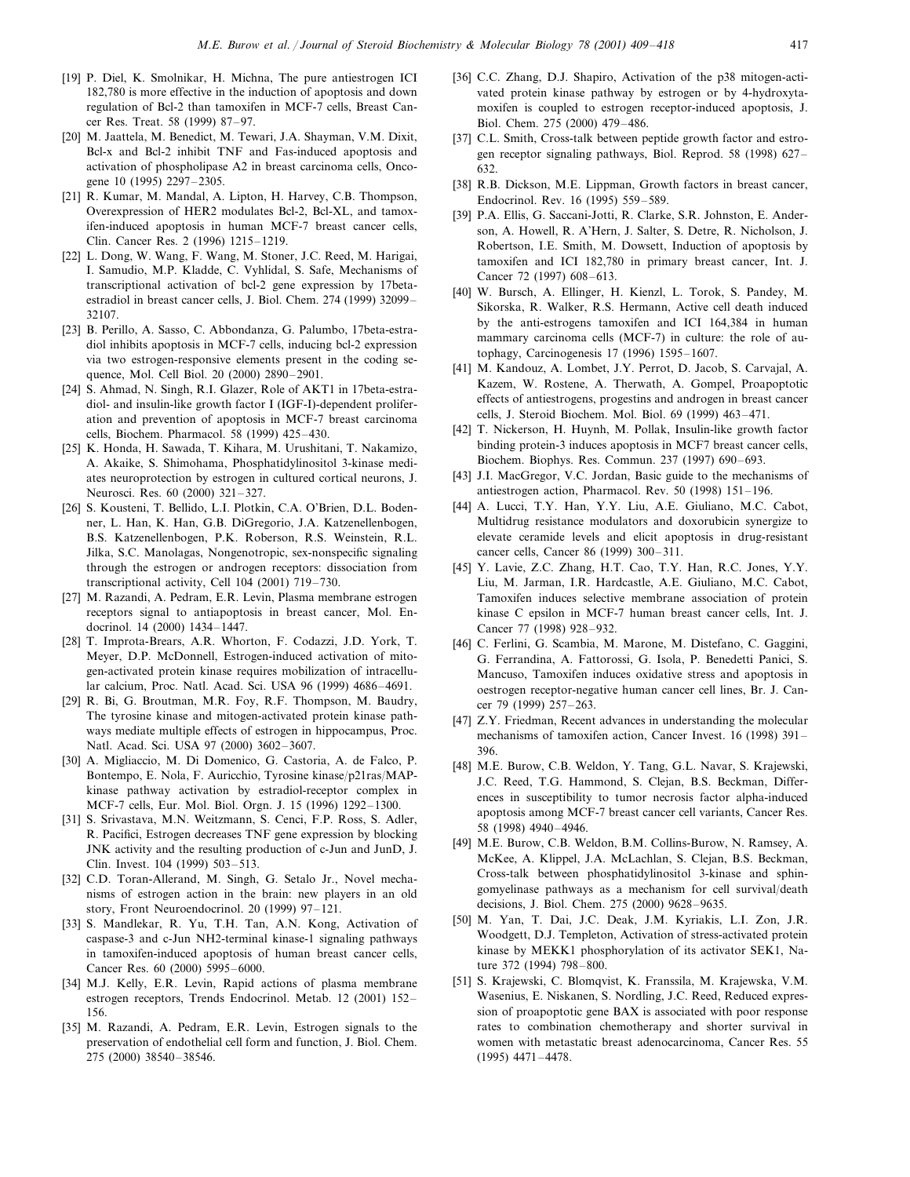[19] P. Diel, K. Smolnikar, H. Michna, The pure antiestrogen ICI 182,780 is more effective in the induction of apoptosis and down regulation of Bcl-2 than tamoxifen in MCF-7 cells, Breast Cancer Res. Treat. 58 (1999) 87–97.

[20] M. Jaattela, M. Benedict, M. Tewari, J.A. Shayman, V.M. Dixit, Bcl-x and Bcl-2 inhibit TNF and Fas-induced apoptosis and activation of phospholipase A2 in breast carcinoma cells, Oncogene 10 (1995) 2297–2305.

[21] R. Kumar, M. Mandal, A. Lipton, H. Harvey, C.B. Thompson, Overexpression of HER2 modulates Bcl-2, Bcl-XL, and tamoxifen-induced apoptosis in human MCF-7 breast cancer cells, Clin. Cancer Res. 2 (1996) 1215–1219.

[22] L. Dong, W. Wang, F. Wang, M. Stoner, J.C. Reed, M. Harigai, I. Samudio, M.P. Kladde, C. Vyhlidal, S. Safe, Mechanisms of transcriptional activation of bcl-2 gene expression by 17beta-estradiol in breast cancer cells, J. Biol. Chem. 274 (1999) 32099–32107.

[23] B. Perillo, A. Sasso, C. Abbondanza, G. Palumbo, 17beta-estradiol inhibits apoptosis in MCF-7 cells, inducing bcl-2 expression via two estrogen-responsive elements present in the coding sequence, Mol. Cell Biol. 20 (2000) 2890–2901.

[24] S. Ahmad, N. Singh, R.I. Glazer, Role of AKT1 in 17beta-estradiol- and insulin-like growth factor I (IGF-I)-dependent proliferation and prevention of apoptosis in MCF-7 breast carcinoma cells, Biochem. Pharmacol. 58 (1999) 425–430.

[25] K. Honda, H. Sawada, T. Kihara, M. Urushitani, T. Nakamizo, A. Akaike, S. Shimohama, Phosphatidylinositol 3-kinase mediates neuroprotection by estrogen in cultured cortical neurons, J. Neurosci. Res. 60 (2000) 321–327.

[26] S. Kousteni, T. Bellido, L.I. Plotkin, C.A. O'Brien, D.L. Bodenner, L. Han, K. Han, G.B. DiGregorio, J.A. Katzenellenbogen, B.S. Katzenellenbogen, P.K. Roberson, R.S. Weinstein, R.L. Jilka, S.C. Manolagas, Nongenotropic, sex-nonspecific signaling through the estrogen or androgen receptors: dissociation from transcriptional activity, Cell 104 (2001) 719–730.

[27] M. Razandi, A. Pedram, E.R. Levin, Plasma membrane estrogen receptors signal to antiapoptosis in breast cancer, Mol. Endocrinol. 14 (2000) 1434–1447.

[28] T. Improta-Brears, A.R. Whorton, F. Codazzi, J.D. York, T. Meyer, D.P. McDonnell, Estrogen-induced activation of mitogen-activated protein kinase requires mobilization of intracellular calcium, Proc. Natl. Acad. Sci. USA 96 (1999) 4686–4691.

[29] R. Bi, G. Broutman, M.R. Foy, R.F. Thompson, M. Baudry, The tyrosine kinase and mitogen-activated protein kinase pathways mediate multiple effects of estrogen in hippocampus, Proc. Natl. Acad. Sci. USA 97 (2000) 3602–3607.

[30] A. Migliaccio, M. Di Domenico, G. Castoria, A. de Falco, P. Bontempo, E. Nola, F. Auricchio, Tyrosine kinase/p21ras/MAP-kinase pathway activation by estradiol-receptor complex in MCF-7 cells, Eur. Mol. Biol. Orgn. J. 15 (1996) 1292–1300.

[31] S. Srivastava, M.N. Weitzmann, S. Cenci, F.P. Ross, S. Adler, R. Pacifici, Estrogen decreases TNF gene expression by blocking JNK activity and the resulting production of c-Jun and JunD, J. Clin. Invest. 104 (1999) 503–513.

[32] C.D. Toran-Allerand, M. Singh, G. Setalo Jr., Novel mechanisms of estrogen action in the brain: new players in an old story, Front Neuroendocrinol. 20 (1999) 97–121.

[33] S. Mandlekar, R. Yu, T.H. Tan, A.N. Kong, Activation of caspase-3 and c-Jun NH2-terminal kinase-1 signaling pathways in tamoxifen-induced apoptosis of human breast cancer cells, Cancer Res. 60 (2000) 5995–6000.

[34] M.J. Kelly, E.R. Levin, Rapid actions of plasma membrane estrogen receptors, Trends Endocrinol. Metab. 12 (2001) 152–156.

[35] M. Razandi, A. Pedram, E.R. Levin, Estrogen signals to the preservation of endothelial cell form and function, J. Biol. Chem. 275 (2000) 38540–38546.

[36] C.C. Zhang, D.J. Shapiro, Activation of the p38 mitogen-activated protein kinase pathway by estrogen or by 4-hydroxytamoxifen is coupled to estrogen receptor-induced apoptosis, J. Biol. Chem. 275 (2000) 479–486.

[37] C.L. Smith, Cross-talk between peptide growth factor and estrogen receptor signaling pathways, Biol. Reprod. 58 (1998) 627–632.

[38] R.B. Dickson, M.E. Lippman, Growth factors in breast cancer, Endocrinol. Rev. 16 (1995) 559–589.

[39] P.A. Ellis, G. Saccani-Jotti, R. Clarke, S.R. Johnston, E. Anderson, A. Howell, R. A'Hern, J. Salter, S. Detre, R. Nicholson, J. Robertson, I.E. Smith, M. Dowsett, Induction of apoptosis by tamoxifen and ICI 182,780 in primary breast cancer, Int. J. Cancer 72 (1997) 608–613.

[40] W. Bursch, A. Ellinger, H. Kienzl, L. Torok, S. Pandey, M. Sikorska, R. Walker, R.S. Hermann, Active cell death induced by the anti-estrogens tamoxifen and ICI 164,384 in human mammary carcinoma cells (MCF-7) in culture: the role of autophagy, Carcinogenesis 17 (1996) 1595–1607.

[41] M. Kandouz, A. Lombet, J.Y. Perrot, D. Jacob, S. Carvajal, A. Kazem, W. Rostene, A. Therwath, A. Gompel, Proapoptotic effects of antiestrogens, progestins and androgen in breast cancer cells, J. Steroid Biochem. Mol. Biol. 69 (1999) 463–471.

[42] T. Nickerson, H. Huynh, M. Pollak, Insulin-like growth factor binding protein-3 induces apoptosis in MCF7 breast cancer cells, Biochem. Biophys. Res. Commun. 237 (1997) 690–693.

[43] J.I. MacGregor, V.C. Jordan, Basic guide to the mechanisms of antiestrogen action, Pharmacol. Rev. 50 (1998) 151–196.

[44] A. Lucci, T.Y. Han, Y.Y. Liu, A.E. Giuliano, M.C. Cabot, Multidrug resistance modulators and doxorubicin synergize to elevate ceramide levels and elicit apoptosis in drug-resistant cancer cells, Cancer 86 (1999) 300–311.

[45] Y. Lavie, Z.C. Zhang, H.T. Cao, T.Y. Han, R.C. Jones, Y.Y. Liu, M. Jarman, I.R. Hardcastle, A.E. Giuliano, M.C. Cabot, Tamoxifen induces selective membrane association of protein kinase C epsilon in MCF-7 human breast cancer cells, Int. J. Cancer 77 (1998) 928–932.

[46] C. Ferlini, G. Scambia, M. Marone, M. Distefano, C. Gaggini, G. Ferrandina, A. Fattorossi, G. Isola, P. Benedetti Panici, S. Mancuso, Tamoxifen induces oxidative stress and apoptosis in oestrogen receptor-negative human cancer cell lines, Br. J. Cancer 79 (1999) 257–263.

[47] Z.Y. Friedman, Recent advances in understanding the molecular mechanisms of tamoxifen action, Cancer Invest. 16 (1998) 391–396.

[48] M.E. Burow, C.B. Weldon, Y. Tang, G.L. Navar, S. Krajewski, J.C. Reed, T.G. Hammond, S. Clejan, B.S. Beckman, Differences in susceptibility to tumor necrosis factor alpha-induced apoptosis among MCF-7 breast cancer cell variants, Cancer Res. 58 (1998) 4940–4946.

[49] M.E. Burow, C.B. Weldon, B.M. Collins-Burow, N. Ramsey, A. McKee, A. Klippel, J.A. McLachlan, S. Clejan, B.S. Beckman, Cross-talk between phosphatidylinositol 3-kinase and sphingomyelinase pathways as a mechanism for cell survival/death decisions, J. Biol. Chem. 275 (2000) 9628–9635.

[50] M. Yan, T. Dai, J.C. Deak, J.M. Kyriakis, L.I. Zon, J.R. Woodgett, D.J. Templeton, Activation of stress-activated protein kinase by MEKK1 phosphorylation of its activator SEK1, Nature 372 (1994) 798–800.

[51] S. Krajewski, C. Blomqvist, K. Franssila, M. Krajewska, V.M. Wasenius, E. Niskanen, S. Nordling, J.C. Reed, Reduced expression of proapoptotic gene BAX is associated with poor response rates to combination chemotherapy and shorter survival in women with metastatic breast adenocarcinoma, Cancer Res. 55 (1995) 4471–4478.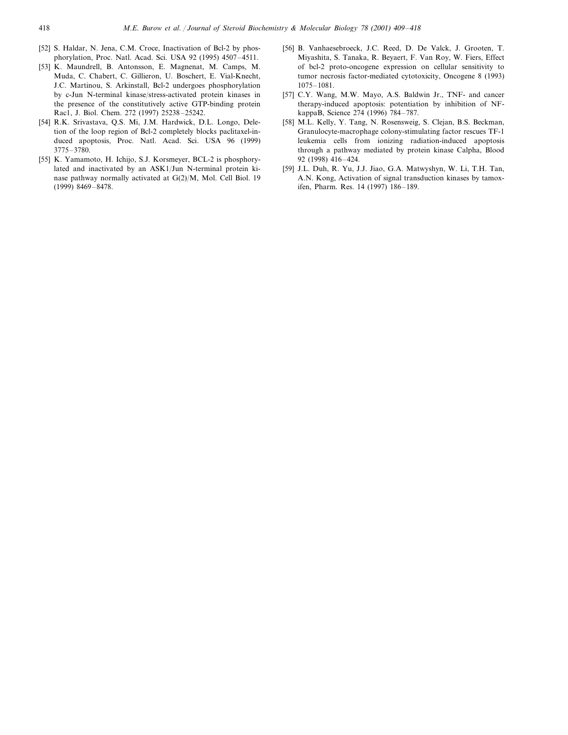[52] S. Haldar, N. Jena, C.M. Croce, Inactivation of Bcl-2 by phosphorylation, Proc. Natl. Acad. Sci. USA 92 (1995) 4507–4511.

[53] K. Maundrell, B. Antonsson, E. Magnenat, M. Camps, M. Muda, C. Chabert, C. Gillieron, U. Boschert, E. Vial-Knecht, J.C. Martinou, S. Arkinstall, Bcl-2 undergoes phosphorylation by c-Jun N-terminal kinase/stress-activated protein kinases in the presence of the constitutively active GTP-binding protein Rac1, J. Biol. Chem. 272 (1997) 25238–25242.

[54] R.K. Srivastava, Q.S. Mi, J.M. Hardwick, D.L. Longo, Deletion of the loop region of Bcl-2 completely blocks paclitaxel-induced apoptosis, Proc. Natl. Acad. Sci. USA 96 (1999) 3775–3780.

[55] K. Yamamoto, H. Ichijo, S.J. Korsmeyer, BCL-2 is phosphorylated and inactivated by an ASK1/Jun N-terminal protein kinase pathway normally activated at G(2)/M, Mol. Cell Biol. 19 (1999) 8469–8478.

[56] B. Vanhaesebroeck, J.C. Reed, D. De Valck, J. Grooten, T. Miyashita, S. Tanaka, R. Beyaert, F. Van Roy, W. Fiers, Effect of bcl-2 proto-oncogene expression on cellular sensitivity to tumor necrosis factor-mediated cytotoxicity, Oncogene 8 (1993) 1075–1081.

[57] C.Y. Wang, M.W. Mayo, A.S. Baldwin Jr., TNF- and cancer therapy-induced apoptosis: potentiation by inhibition of NF-kappaB, Science 274 (1996) 784–787.

[58] M.L. Kelly, Y. Tang, N. Rosensweig, S. Clejan, B.S. Beckman, Granulocyte-macrophage colony-stimulating factor rescues TF-1 leukemia cells from ionizing radiation-induced apoptosis through a pathway mediated by protein kinase Calpha, Blood 92 (1998) 416–424.

[59] J.L. Duh, R. Yu, J.J. Jiao, G.A. Matwyshyn, W. Li, T.H. Tan, A.N. Kong, Activation of signal transduction kinases by tamoxifen, Pharm. Res. 14 (1997) 186–189.